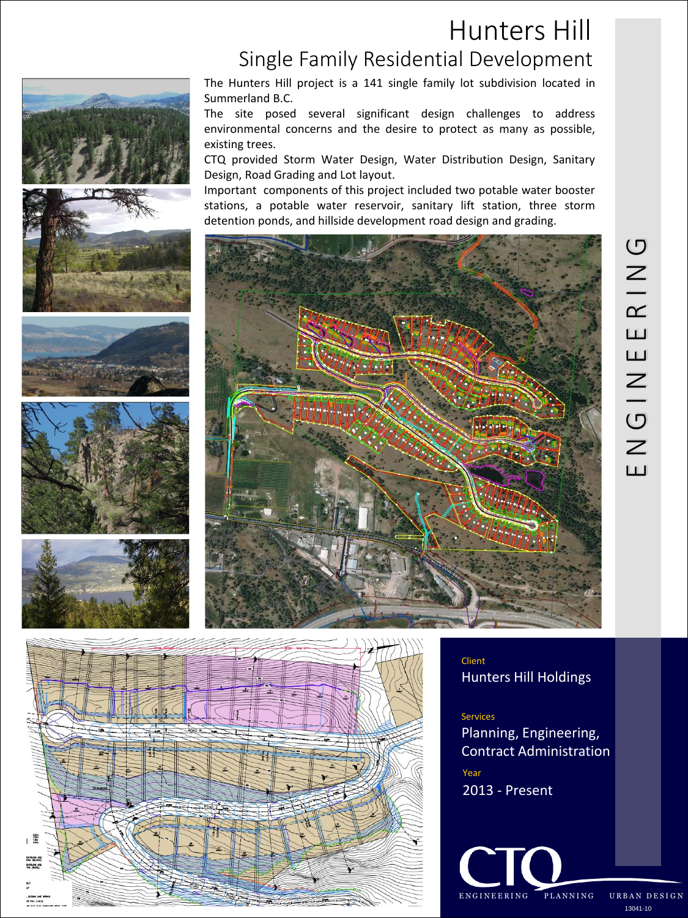# Hunters Hill

## Single Family Residential Development

The Hunters Hill project is a 141 single family lot subdivision located in Summerland B.C.

The site posed several significant design challenges to address environmental concerns and the desire to protect as many as possible, existing trees.

CTQ provided Storm Water Design, Water Distribution Design, Sanitary Design, Road Grading and Lot layout.

Important components of this project included two potable water booster stations, a potable water reservoir, sanitary lift station, three storm detention ponds, and hillside development road design and grading.

ENGINEERING

Client

Hunters Hill Holdings

Services

Planning, Engineering, Contract Administration

Year

2013 - Present

CTQ

ENGINEERING PLANNING URBAN DESIGN

13041-10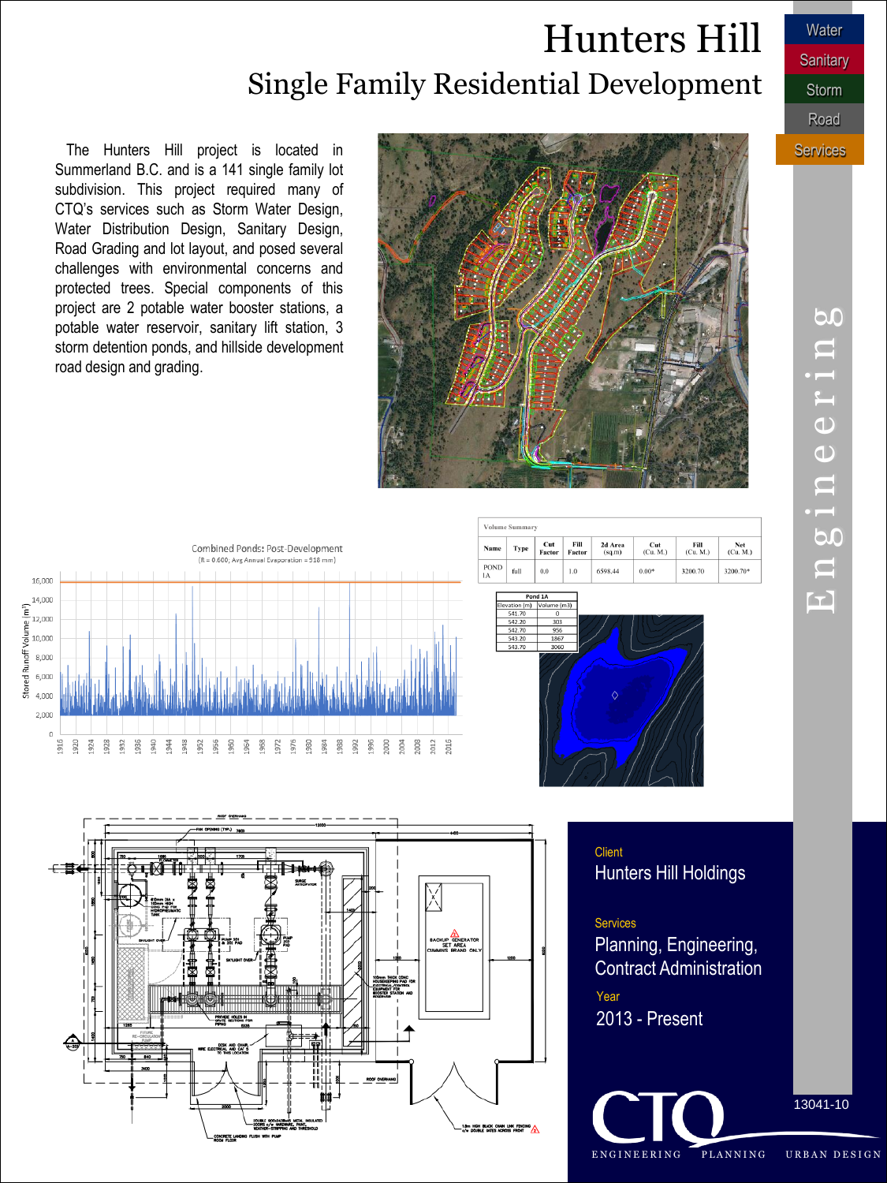# Hunters Hill

## Single Family Residential Development

Water

Sanitary

Storm

Road

Services

The Hunters Hill project is located in Summerland B.C. and is a 141 single family lot subdivision. This project required many of CTQ's services such as Storm Water Design, Water Distribution Design, Sanitary Design, Road Grading and lot layout, and posed several challenges with environmental concerns and protected trees. Special components of this project are 2 potable water booster stations, a potable water reservoir, sanitary lift station, 3 storm detention ponds, and hillside development road design and grading.

Combined Ponds: Post-Development

(R = 0.600; Avg Annual Evaporation = 518 mm)

Stored Runoff Volume (m³)

0
2,000
4,000
6,000
8,000
10,000
12,000
14,000
16,000

1916 1920 1924 1928 1932 1936 1940 1944 1948 1952 1956 1960 1964 1968 1972 1976 1980 1984 1988 1992 1996 2000 2004 2008 2012 2016

Volume Summary

| Name | Type | Cut Factor | Fill Factor | 2d Area (sq.m) | Cut (Cu. M.) | Fill (Cu. M.) | Net (Cu. M.) |
|---|---|---|---|---|---|---|---|
| POND 1A | full | 0.0 | 1.0 | 6598.44 | 0.00* | 3200.70 | 3200.70* |

| Pond 1A | |
|---|---|
| Elevation (m) | Volume (m3) |
| 541.70 | 0 |
| 542.20 | 303 |
| 542.70 | 956 |
| 543.20 | 1867 |
| 543.70 | 3060 |

Client

Hunters Hill Holdings

Services

Planning, Engineering, Contract Administration

Year

2013 - Present

Engineering

13041-10

CTQ

ENGINEERING PLANNING URBAN DESIGN